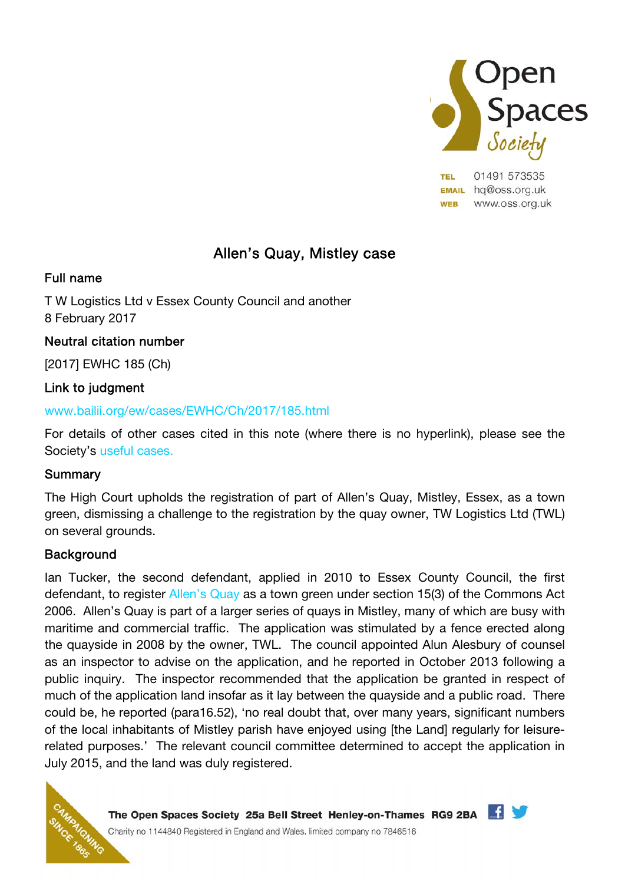Open Spaces Society

TEL 01491 573535
EMAIL hq@oss.org.uk
WEB www.oss.org.uk

# Allen's Quay, Mistley case

## Full name

T W Logistics Ltd v Essex County Council and another
8 February 2017

## Neutral citation number

[2017] EWHC 185 (Ch)

## Link to judgment

www.bailii.org/ew/cases/EWHC/Ch/2017/185.html

For details of other cases cited in this note (where there is no hyperlink), please see the Society's useful cases.

## Summary

The High Court upholds the registration of part of Allen's Quay, Mistley, Essex, as a town green, dismissing a challenge to the registration by the quay owner, TW Logistics Ltd (TWL) on several grounds.

## Background

Ian Tucker, the second defendant, applied in 2010 to Essex County Council, the first defendant, to register Allen's Quay as a town green under section 15(3) of the Commons Act 2006. Allen's Quay is part of a larger series of quays in Mistley, many of which are busy with maritime and commercial traffic. The application was stimulated by a fence erected along the quayside in 2008 by the owner, TWL. The council appointed Alun Alesbury of counsel as an inspector to advise on the application, and he reported in October 2013 following a public inquiry. The inspector recommended that the application be granted in respect of much of the application land insofar as it lay between the quayside and a public road. There could be, he reported (para16.52), 'no real doubt that, over many years, significant numbers of the local inhabitants of Mistley parish have enjoyed using [the Land] regularly for leisure-related purposes.' The relevant council committee determined to accept the application in July 2015, and the land was duly registered.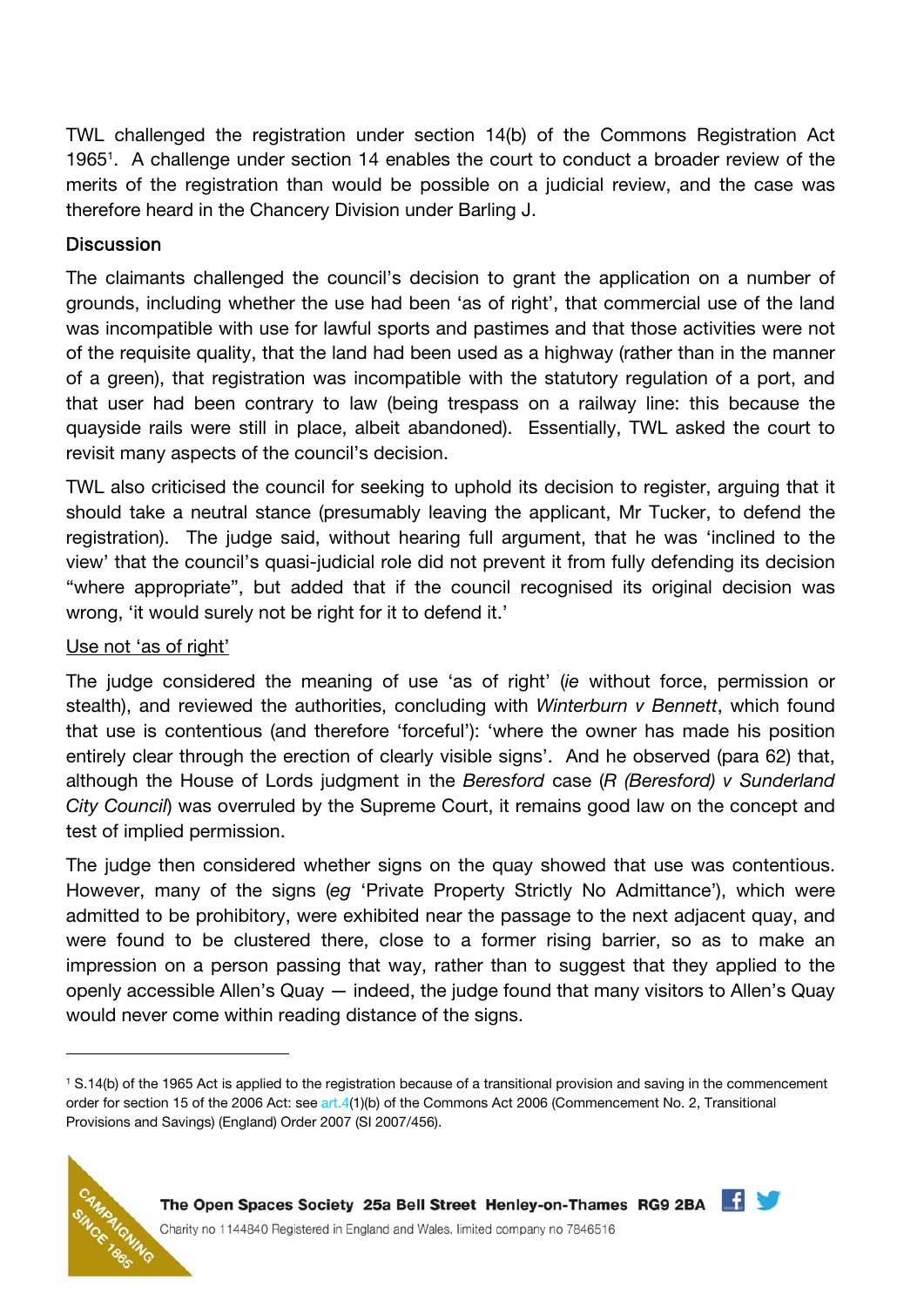TWL challenged the registration under section 14(b) of the Commons Registration Act 1965[1]. A challenge under section 14 enables the court to conduct a broader review of the merits of the registration than would be possible on a judicial review, and the case was therefore heard in the Chancery Division under Barling J.

## Discussion

The claimants challenged the council's decision to grant the application on a number of grounds, including whether the use had been 'as of right', that commercial use of the land was incompatible with use for lawful sports and pastimes and that those activities were not of the requisite quality, that the land had been used as a highway (rather than in the manner of a green), that registration was incompatible with the statutory regulation of a port, and that user had been contrary to law (being trespass on a railway line: this because the quayside rails were still in place, albeit abandoned). Essentially, TWL asked the court to revisit many aspects of the council's decision.

TWL also criticised the council for seeking to uphold its decision to register, arguing that it should take a neutral stance (presumably leaving the applicant, Mr Tucker, to defend the registration). The judge said, without hearing full argument, that he was 'inclined to the view' that the council's quasi-judicial role did not prevent it from fully defending its decision "where appropriate", but added that if the council recognised its original decision was wrong, 'it would surely not be right for it to defend it.'

<u>Use not 'as of right'</u>

The judge considered the meaning of use 'as of right' (*ie* without force, permission or stealth), and reviewed the authorities, concluding with *Winterburn v Bennett*, which found that use is contentious (and therefore 'forceful'): 'where the owner has made his position entirely clear through the erection of clearly visible signs'. And he observed (para 62) that, although the House of Lords judgment in the *Beresford* case (*R (Beresford) v Sunderland City Council*) was overruled by the Supreme Court, it remains good law on the concept and test of implied permission.

The judge then considered whether signs on the quay showed that use was contentious. However, many of the signs (*eg* 'Private Property Strictly No Admittance'), which were admitted to be prohibitory, were exhibited near the passage to the next adjacent quay, and were found to be clustered there, close to a former rising barrier, so as to make an impression on a person passing that way, rather than to suggest that they applied to the openly accessible Allen's Quay — indeed, the judge found that many visitors to Allen's Quay would never come within reading distance of the signs.

---

[1] S.14(b) of the 1965 Act is applied to the registration because of a transitional provision and saving in the commencement order for section 15 of the 2006 Act: see art.4(1)(b) of the Commons Act 2006 (Commencement No. 2, Transitional Provisions and Savings) (England) Order 2007 (SI 2007/456).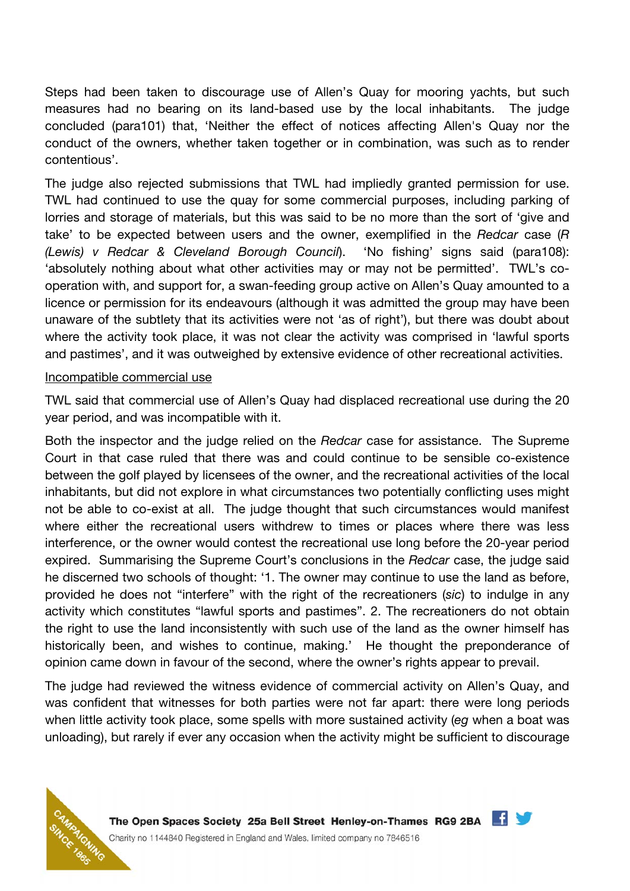Steps had been taken to discourage use of Allen's Quay for mooring yachts, but such measures had no bearing on its land-based use by the local inhabitants. The judge concluded (para101) that, 'Neither the effect of notices affecting Allen's Quay nor the conduct of the owners, whether taken together or in combination, was such as to render contentious'.

The judge also rejected submissions that TWL had impliedly granted permission for use. TWL had continued to use the quay for some commercial purposes, including parking of lorries and storage of materials, but this was said to be no more than the sort of 'give and take' to be expected between users and the owner, exemplified in the *Redcar* case (*R (Lewis) v Redcar & Cleveland Borough Council*). 'No fishing' signs said (para108): 'absolutely nothing about what other activities may or may not be permitted'. TWL's co-operation with, and support for, a swan-feeding group active on Allen's Quay amounted to a licence or permission for its endeavours (although it was admitted the group may have been unaware of the subtlety that its activities were not 'as of right'), but there was doubt about where the activity took place, it was not clear the activity was comprised in 'lawful sports and pastimes', and it was outweighed by extensive evidence of other recreational activities.

<u>Incompatible commercial use</u>

TWL said that commercial use of Allen's Quay had displaced recreational use during the 20 year period, and was incompatible with it.

Both the inspector and the judge relied on the *Redcar* case for assistance. The Supreme Court in that case ruled that there was and could continue to be sensible co-existence between the golf played by licensees of the owner, and the recreational activities of the local inhabitants, but did not explore in what circumstances two potentially conflicting uses might not be able to co-exist at all. The judge thought that such circumstances would manifest where either the recreational users withdrew to times or places where there was less interference, or the owner would contest the recreational use long before the 20-year period expired. Summarising the Supreme Court's conclusions in the *Redcar* case, the judge said he discerned two schools of thought: '1. The owner may continue to use the land as before, provided he does not "interfere" with the right of the recreationers (*sic*) to indulge in any activity which constitutes "lawful sports and pastimes". 2. The recreationers do not obtain the right to use the land inconsistently with such use of the land as the owner himself has historically been, and wishes to continue, making.' He thought the preponderance of opinion came down in favour of the second, where the owner's rights appear to prevail.

The judge had reviewed the witness evidence of commercial activity on Allen's Quay, and was confident that witnesses for both parties were not far apart: there were long periods when little activity took place, some spells with more sustained activity (*eg* when a boat was unloading), but rarely if ever any occasion when the activity might be sufficient to discourage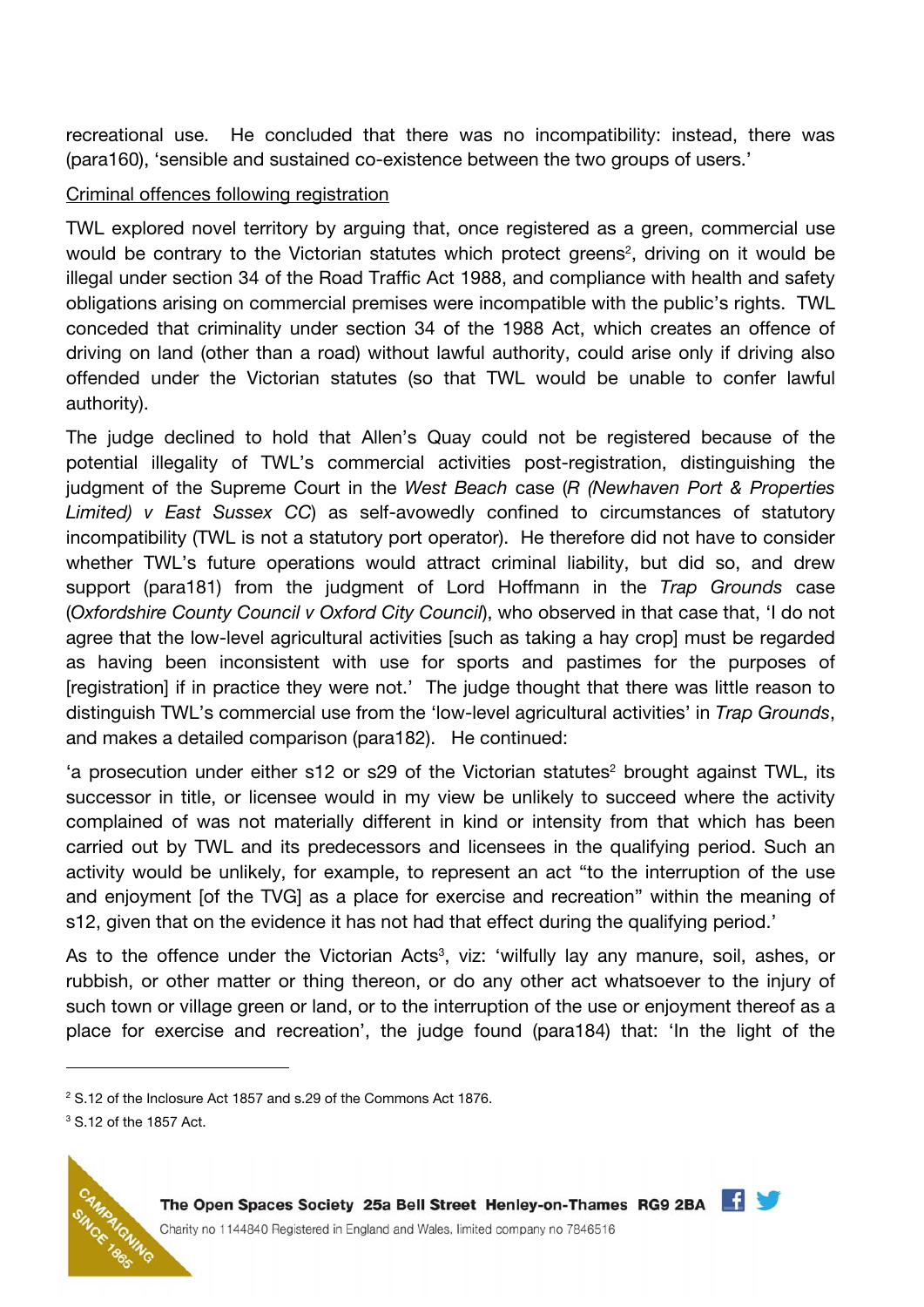recreational use. He concluded that there was no incompatibility: instead, there was (para160), 'sensible and sustained co-existence between the two groups of users.'

<u>Criminal offences following registration</u>

TWL explored novel territory by arguing that, once registered as a green, commercial use would be contrary to the Victorian statutes which protect greens[2], driving on it would be illegal under section 34 of the Road Traffic Act 1988, and compliance with health and safety obligations arising on commercial premises were incompatible with the public's rights. TWL conceded that criminality under section 34 of the 1988 Act, which creates an offence of driving on land (other than a road) without lawful authority, could arise only if driving also offended under the Victorian statutes (so that TWL would be unable to confer lawful authority).

The judge declined to hold that Allen's Quay could not be registered because of the potential illegality of TWL's commercial activities post-registration, distinguishing the judgment of the Supreme Court in the *West Beach* case (*R (Newhaven Port & Properties Limited) v East Sussex CC*) as self-avowedly confined to circumstances of statutory incompatibility (TWL is not a statutory port operator). He therefore did not have to consider whether TWL's future operations would attract criminal liability, but did so, and drew support (para181) from the judgment of Lord Hoffmann in the *Trap Grounds* case (*Oxfordshire County Council v Oxford City Council*), who observed in that case that, 'I do not agree that the low-level agricultural activities [such as taking a hay crop] must be regarded as having been inconsistent with use for sports and pastimes for the purposes of [registration] if in practice they were not.' The judge thought that there was little reason to distinguish TWL's commercial use from the 'low-level agricultural activities' in *Trap Grounds*, and makes a detailed comparison (para182). He continued:

'a prosecution under either s12 or s29 of the Victorian statutes[2] brought against TWL, its successor in title, or licensee would in my view be unlikely to succeed where the activity complained of was not materially different in kind or intensity from that which has been carried out by TWL and its predecessors and licensees in the qualifying period. Such an activity would be unlikely, for example, to represent an act "to the interruption of the use and enjoyment [of the TVG] as a place for exercise and recreation" within the meaning of s12, given that on the evidence it has not had that effect during the qualifying period.'

As to the offence under the Victorian Acts[3], viz: 'wilfully lay any manure, soil, ashes, or rubbish, or other matter or thing thereon, or do any other act whatsoever to the injury of such town or village green or land, or to the interruption of the use or enjoyment thereof as a place for exercise and recreation', the judge found (para184) that: 'In the light of the

---

[2] S.12 of the Inclosure Act 1857 and s.29 of the Commons Act 1876.

[3] S.12 of the 1857 Act.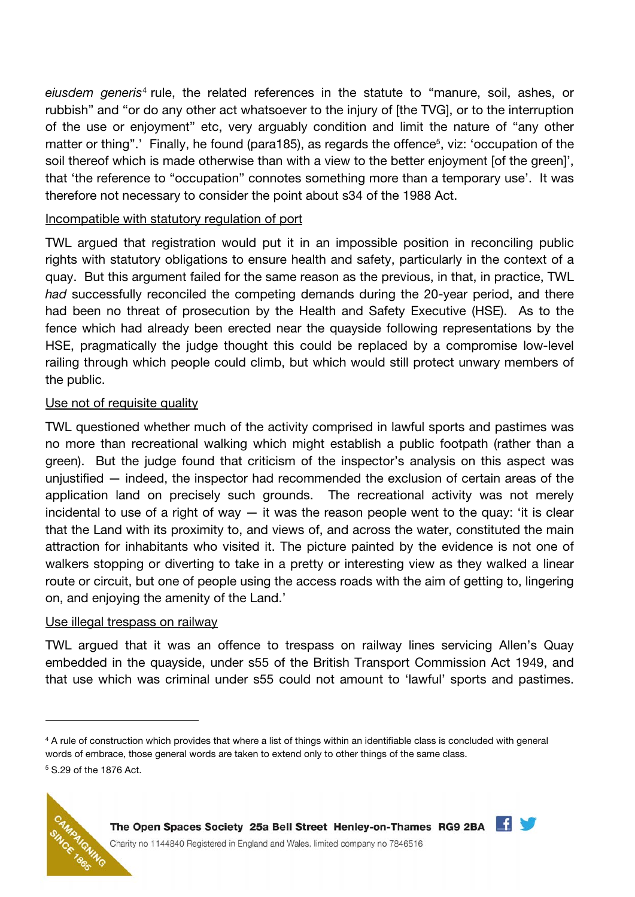*eiusdem generis*[4] rule, the related references in the statute to "manure, soil, ashes, or rubbish" and "or do any other act whatsoever to the injury of [the TVG], or to the interruption of the use or enjoyment" etc, very arguably condition and limit the nature of "any other matter or thing".' Finally, he found (para185), as regards the offence[5], viz: 'occupation of the soil thereof which is made otherwise than with a view to the better enjoyment [of the green]', that 'the reference to "occupation" connotes something more than a temporary use'. It was therefore not necessary to consider the point about s34 of the 1988 Act.

Incompatible with statutory regulation of port

TWL argued that registration would put it in an impossible position in reconciling public rights with statutory obligations to ensure health and safety, particularly in the context of a quay. But this argument failed for the same reason as the previous, in that, in practice, TWL *had* successfully reconciled the competing demands during the 20-year period, and there had been no threat of prosecution by the Health and Safety Executive (HSE). As to the fence which had already been erected near the quayside following representations by the HSE, pragmatically the judge thought this could be replaced by a compromise low-level railing through which people could climb, but which would still protect unwary members of the public.

Use not of requisite quality

TWL questioned whether much of the activity comprised in lawful sports and pastimes was no more than recreational walking which might establish a public footpath (rather than a green). But the judge found that criticism of the inspector's analysis on this aspect was unjustified — indeed, the inspector had recommended the exclusion of certain areas of the application land on precisely such grounds. The recreational activity was not merely incidental to use of a right of way — it was the reason people went to the quay: 'it is clear that the Land with its proximity to, and views of, and across the water, constituted the main attraction for inhabitants who visited it. The picture painted by the evidence is not one of walkers stopping or diverting to take in a pretty or interesting view as they walked a linear route or circuit, but one of people using the access roads with the aim of getting to, lingering on, and enjoying the amenity of the Land.'

Use illegal trespass on railway

TWL argued that it was an offence to trespass on railway lines servicing Allen's Quay embedded in the quayside, under s55 of the British Transport Commission Act 1949, and that use which was criminal under s55 could not amount to 'lawful' sports and pastimes.

---

[4] A rule of construction which provides that where a list of things within an identifiable class is concluded with general words of embrace, those general words are taken to extend only to other things of the same class.

[5] S.29 of the 1876 Act.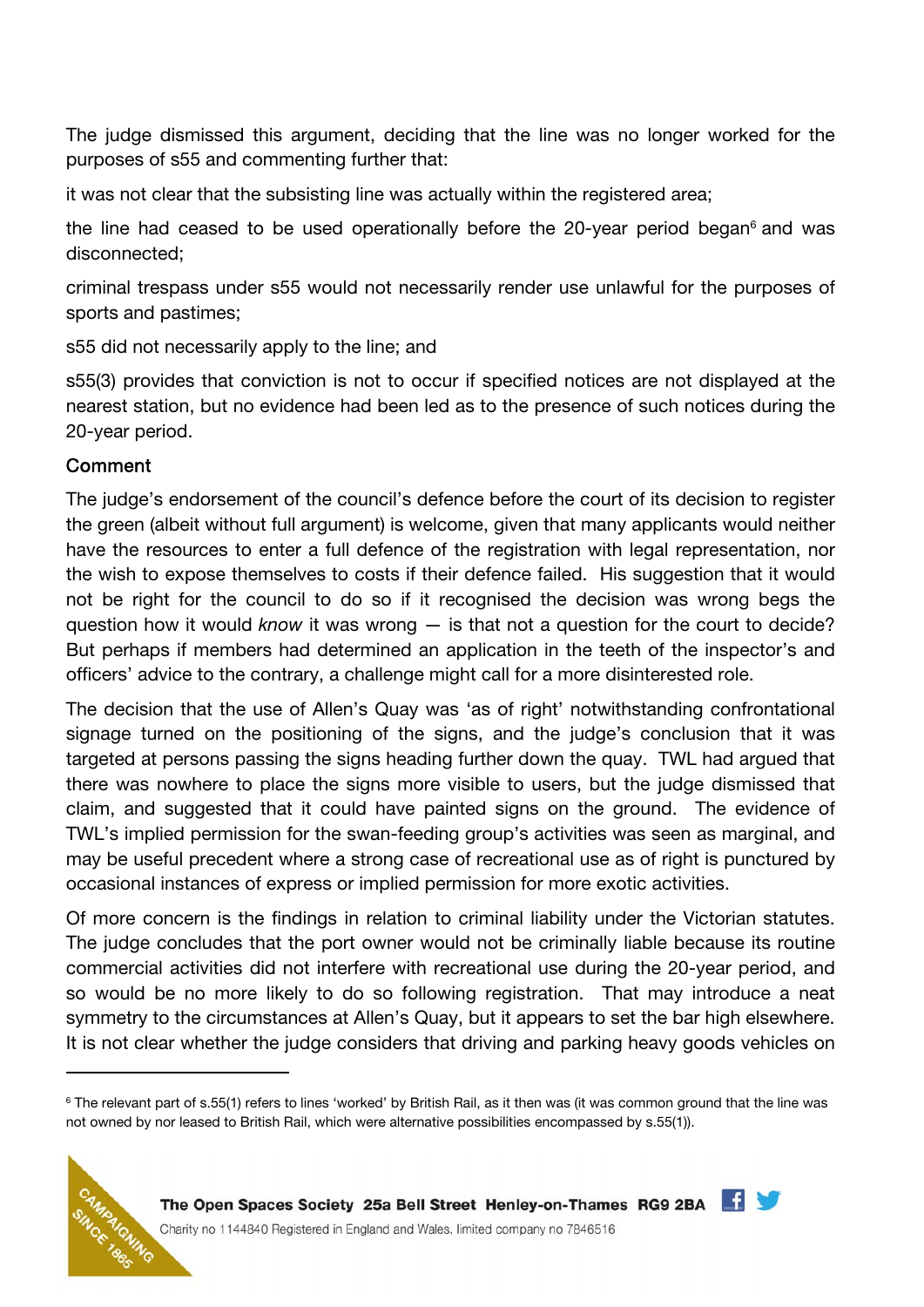The judge dismissed this argument, deciding that the line was no longer worked for the purposes of s55 and commenting further that:

it was not clear that the subsisting line was actually within the registered area;

the line had ceased to be used operationally before the 20-year period began[6] and was disconnected;

criminal trespass under s55 would not necessarily render use unlawful for the purposes of sports and pastimes;

s55 did not necessarily apply to the line; and

s55(3) provides that conviction is not to occur if specified notices are not displayed at the nearest station, but no evidence had been led as to the presence of such notices during the 20-year period.

### Comment

The judge's endorsement of the council's defence before the court of its decision to register the green (albeit without full argument) is welcome, given that many applicants would neither have the resources to enter a full defence of the registration with legal representation, nor the wish to expose themselves to costs if their defence failed. His suggestion that it would not be right for the council to do so if it recognised the decision was wrong begs the question how it would *know* it was wrong — is that not a question for the court to decide? But perhaps if members had determined an application in the teeth of the inspector's and officers' advice to the contrary, a challenge might call for a more disinterested role.

The decision that the use of Allen's Quay was 'as of right' notwithstanding confrontational signage turned on the positioning of the signs, and the judge's conclusion that it was targeted at persons passing the signs heading further down the quay. TWL had argued that there was nowhere to place the signs more visible to users, but the judge dismissed that claim, and suggested that it could have painted signs on the ground. The evidence of TWL's implied permission for the swan-feeding group's activities was seen as marginal, and may be useful precedent where a strong case of recreational use as of right is punctured by occasional instances of express or implied permission for more exotic activities.

Of more concern is the findings in relation to criminal liability under the Victorian statutes. The judge concludes that the port owner would not be criminally liable because its routine commercial activities did not interfere with recreational use during the 20-year period, and so would be no more likely to do so following registration. That may introduce a neat symmetry to the circumstances at Allen's Quay, but it appears to set the bar high elsewhere. It is not clear whether the judge considers that driving and parking heavy goods vehicles on

[6] The relevant part of s.55(1) refers to lines 'worked' by British Rail, as it then was (it was common ground that the line was not owned by nor leased to British Rail, which were alternative possibilities encompassed by s.55(1)).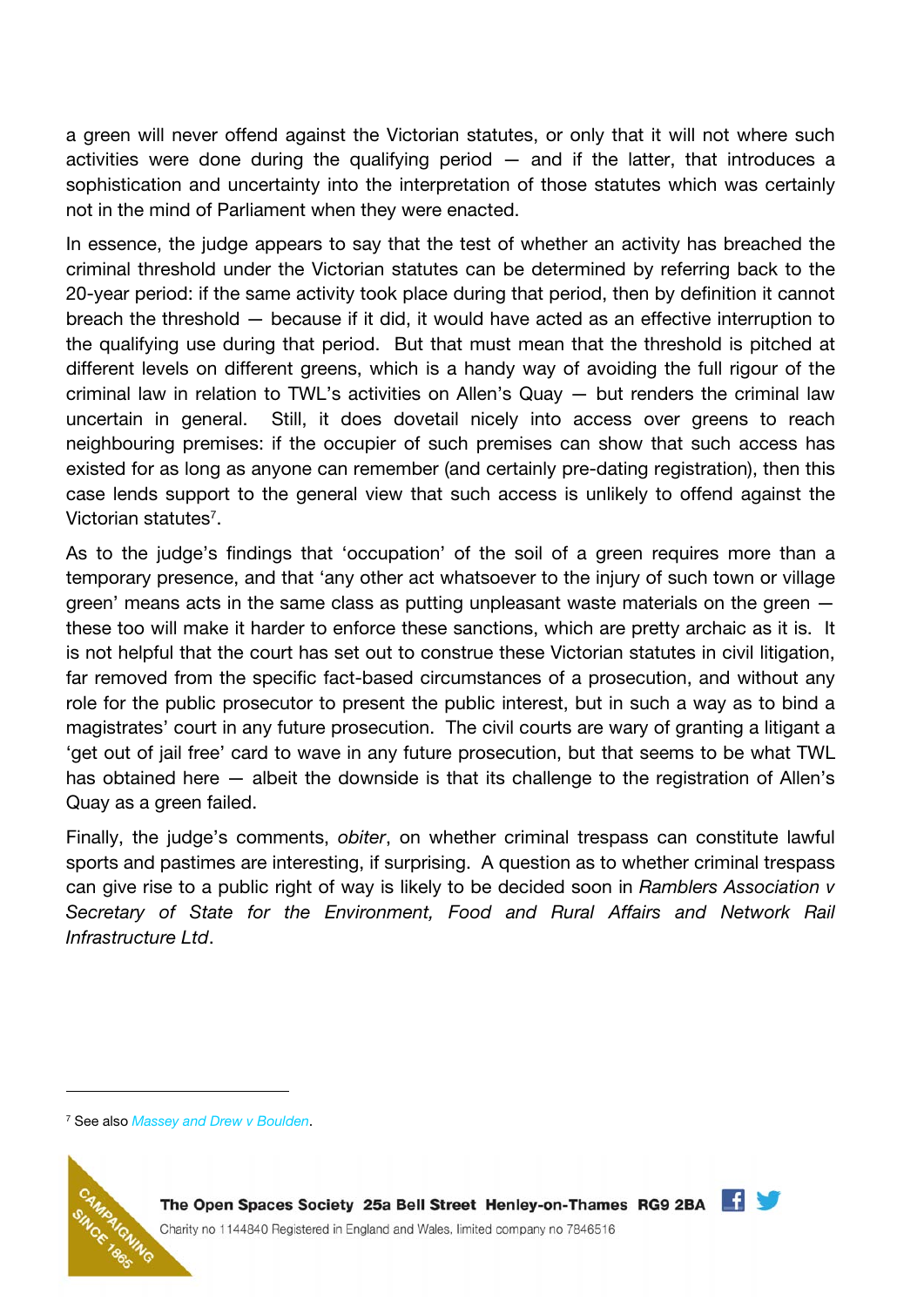a green will never offend against the Victorian statutes, or only that it will not where such activities were done during the qualifying period — and if the latter, that introduces a sophistication and uncertainty into the interpretation of those statutes which was certainly not in the mind of Parliament when they were enacted.

In essence, the judge appears to say that the test of whether an activity has breached the criminal threshold under the Victorian statutes can be determined by referring back to the 20-year period: if the same activity took place during that period, then by definition it cannot breach the threshold — because if it did, it would have acted as an effective interruption to the qualifying use during that period. But that must mean that the threshold is pitched at different levels on different greens, which is a handy way of avoiding the full rigour of the criminal law in relation to TWL's activities on Allen's Quay — but renders the criminal law uncertain in general. Still, it does dovetail nicely into access over greens to reach neighbouring premises: if the occupier of such premises can show that such access has existed for as long as anyone can remember (and certainly pre-dating registration), then this case lends support to the general view that such access is unlikely to offend against the Victorian statutes[7].

As to the judge's findings that 'occupation' of the soil of a green requires more than a temporary presence, and that 'any other act whatsoever to the injury of such town or village green' means acts in the same class as putting unpleasant waste materials on the green — these too will make it harder to enforce these sanctions, which are pretty archaic as it is. It is not helpful that the court has set out to construe these Victorian statutes in civil litigation, far removed from the specific fact-based circumstances of a prosecution, and without any role for the public prosecutor to present the public interest, but in such a way as to bind a magistrates' court in any future prosecution. The civil courts are wary of granting a litigant a 'get out of jail free' card to wave in any future prosecution, but that seems to be what TWL has obtained here — albeit the downside is that its challenge to the registration of Allen's Quay as a green failed.

Finally, the judge's comments, *obiter*, on whether criminal trespass can constitute lawful sports and pastimes are interesting, if surprising. A question as to whether criminal trespass can give rise to a public right of way is likely to be decided soon in *Ramblers Association v Secretary of State for the Environment, Food and Rural Affairs and Network Rail Infrastructure Ltd*.

---

[7] See also Massey and Drew v Boulden.